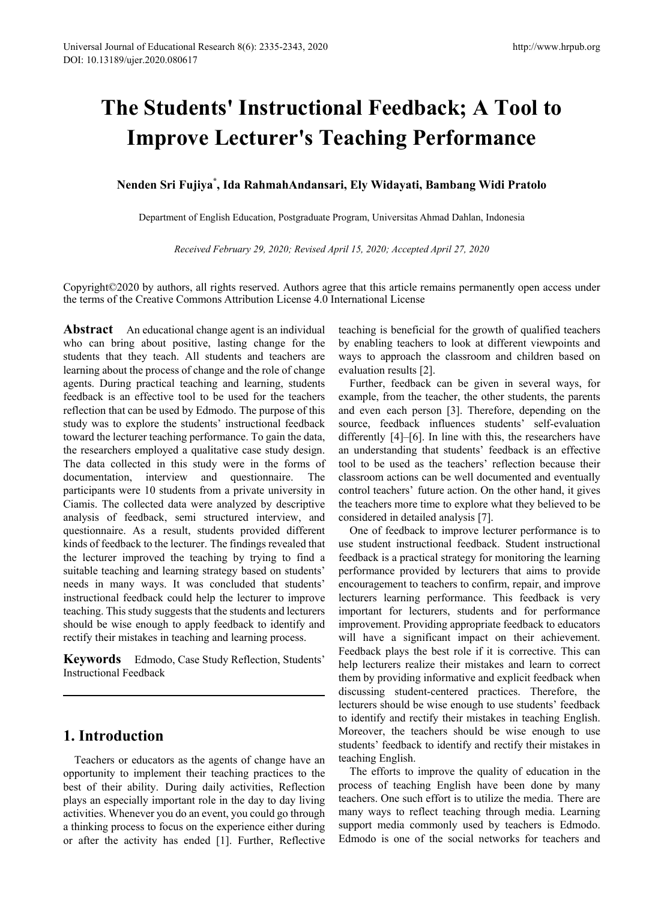# The Students' Instructional Feedback; A Tool to Improve Lecturer's Teaching Performance

**Nenden Sri Fujiya*, Ida RahmahAndansari, Ely Widayati, Bambang Widi Pratolo**

Department of English Education, Postgraduate Program, Universitas Ahmad Dahlan, Indonesia

*Received February 29, 2020; Revised April 15, 2020; Accepted April 27, 2020*

Copyright©2020 by authors, all rights reserved. Authors agree that this article remains permanently open access under the terms of the Creative Commons Attribution License 4.0 International License

**Abstract** An educational change agent is an individual who can bring about positive, lasting change for the students that they teach. All students and teachers are learning about the process of change and the role of change agents. During practical teaching and learning, students feedback is an effective tool to be used for the teachers reflection that can be used by Edmodo. The purpose of this study was to explore the students' instructional feedback toward the lecturer teaching performance. To gain the data, the researchers employed a qualitative case study design. The data collected in this study were in the forms of documentation, interview and questionnaire. The participants were 10 students from a private university in Ciamis. The collected data were analyzed by descriptive analysis of feedback, semi structured interview, and questionnaire. As a result, students provided different kinds of feedback to the lecturer. The findings revealed that the lecturer improved the teaching by trying to find a suitable teaching and learning strategy based on students' needs in many ways. It was concluded that students' instructional feedback could help the lecturer to improve teaching. This study suggests that the students and lecturers should be wise enough to apply feedback to identify and rectify their mistakes in teaching and learning process.

**Keywords** Edmodo, Case Study Reflection, Students' Instructional Feedback

## 1. Introduction

Teachers or educators as the agents of change have an opportunity to implement their teaching practices to the best of their ability. During daily activities, Reflection plays an especially important role in the day to day living activities. Whenever you do an event, you could go through a thinking process to focus on the experience either during or after the activity has ended [1]. Further, Reflective teaching is beneficial for the growth of qualified teachers by enabling teachers to look at different viewpoints and ways to approach the classroom and children based on evaluation results [2].

Further, feedback can be given in several ways, for example, from the teacher, the other students, the parents and even each person [3]. Therefore, depending on the source, feedback influences students' self-evaluation differently [4]–[6]. In line with this, the researchers have an understanding that students' feedback is an effective tool to be used as the teachers' reflection because their classroom actions can be well documented and eventually control teachers' future action. On the other hand, it gives the teachers more time to explore what they believed to be considered in detailed analysis [7].

One of feedback to improve lecturer performance is to use student instructional feedback. Student instructional feedback is a practical strategy for monitoring the learning performance provided by lecturers that aims to provide encouragement to teachers to confirm, repair, and improve lecturers learning performance. This feedback is very important for lecturers, students and for performance improvement. Providing appropriate feedback to educators will have a significant impact on their achievement. Feedback plays the best role if it is corrective. This can help lecturers realize their mistakes and learn to correct them by providing informative and explicit feedback when discussing student-centered practices. Therefore, the lecturers should be wise enough to use students' feedback to identify and rectify their mistakes in teaching English. Moreover, the teachers should be wise enough to use students' feedback to identify and rectify their mistakes in teaching English.

The efforts to improve the quality of education in the process of teaching English have been done by many teachers. One such effort is to utilize the media. There are many ways to reflect teaching through media. Learning support media commonly used by teachers is Edmodo. Edmodo is one of the social networks for teachers and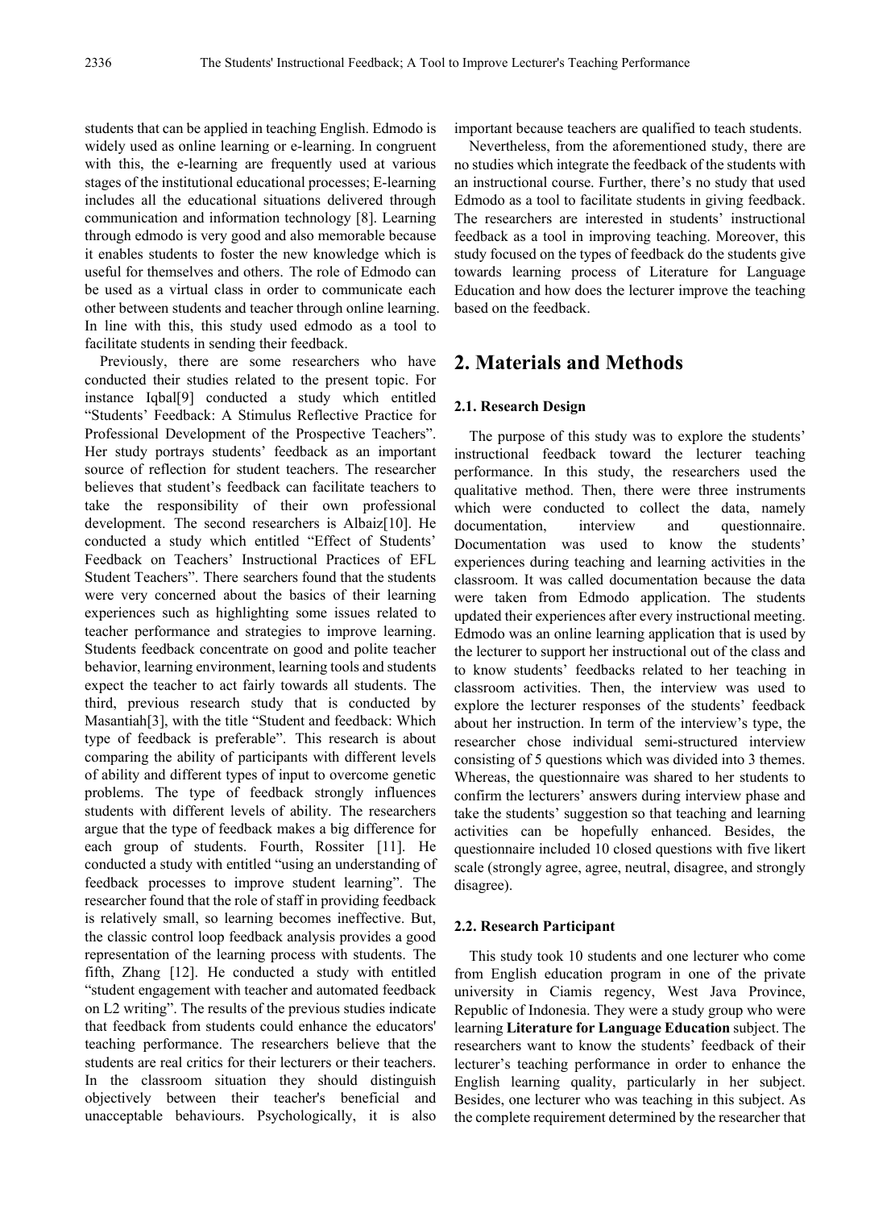students that can be applied in teaching English. Edmodo is widely used as online learning or e-learning. In congruent with this, the e-learning are frequently used at various stages of the institutional educational processes; E-learning includes all the educational situations delivered through communication and information technology [8]. Learning through edmodo is very good and also memorable because it enables students to foster the new knowledge which is useful for themselves and others. The role of Edmodo can be used as a virtual class in order to communicate each other between students and teacher through online learning. In line with this, this study used edmodo as a tool to facilitate students in sending their feedback.

Previously, there are some researchers who have conducted their studies related to the present topic. For instance Iqbal[9] conducted a study which entitled "Students' Feedback: A Stimulus Reflective Practice for Professional Development of the Prospective Teachers". Her study portrays students' feedback as an important source of reflection for student teachers. The researcher believes that student's feedback can facilitate teachers to take the responsibility of their own professional development. The second researchers is Albaiz[10]. He conducted a study which entitled "Effect of Students' Feedback on Teachers' Instructional Practices of EFL Student Teachers". There searchers found that the students were very concerned about the basics of their learning experiences such as highlighting some issues related to teacher performance and strategies to improve learning. Students feedback concentrate on good and polite teacher behavior, learning environment, learning tools and students expect the teacher to act fairly towards all students. The third, previous research study that is conducted by Masantiah[3], with the title "Student and feedback: Which type of feedback is preferable". This research is about comparing the ability of participants with different levels of ability and different types of input to overcome genetic problems. The type of feedback strongly influences students with different levels of ability. The researchers argue that the type of feedback makes a big difference for each group of students. Fourth, Rossiter [11]. He conducted a study with entitled "using an understanding of feedback processes to improve student learning". The researcher found that the role of staff in providing feedback is relatively small, so learning becomes ineffective. But, the classic control loop feedback analysis provides a good representation of the learning process with students. The fifth, Zhang [12]. He conducted a study with entitled "student engagement with teacher and automated feedback on L2 writing". The results of the previous studies indicate that feedback from students could enhance the educators' teaching performance. The researchers believe that the students are real critics for their lecturers or their teachers. In the classroom situation they should distinguish objectively between their teacher's beneficial and unacceptable behaviours. Psychologically, it is also important because teachers are qualified to teach students.

Nevertheless, from the aforementioned study, there are no studies which integrate the feedback of the students with an instructional course. Further, there's no study that used Edmodo as a tool to facilitate students in giving feedback. The researchers are interested in students' instructional feedback as a tool in improving teaching. Moreover, this study focused on the types of feedback do the students give towards learning process of Literature for Language Education and how does the lecturer improve the teaching based on the feedback.

## 2. Materials and Methods

### 2.1. Research Design

The purpose of this study was to explore the students' instructional feedback toward the lecturer teaching performance. In this study, the researchers used the qualitative method. Then, there were three instruments which were conducted to collect the data, namely documentation, interview and questionnaire. Documentation was used to know the students' experiences during teaching and learning activities in the classroom. It was called documentation because the data were taken from Edmodo application. The students updated their experiences after every instructional meeting. Edmodo was an online learning application that is used by the lecturer to support her instructional out of the class and to know students' feedbacks related to her teaching in classroom activities. Then, the interview was used to explore the lecturer responses of the students' feedback about her instruction. In term of the interview's type, the researcher chose individual semi-structured interview consisting of 5 questions which was divided into 3 themes. Whereas, the questionnaire was shared to her students to confirm the lecturers' answers during interview phase and take the students' suggestion so that teaching and learning activities can be hopefully enhanced. Besides, the questionnaire included 10 closed questions with five likert scale (strongly agree, agree, neutral, disagree, and strongly disagree).

### 2.2. Research Participant

This study took 10 students and one lecturer who come from English education program in one of the private university in Ciamis regency, West Java Province, Republic of Indonesia. They were a study group who were learning **Literature for Language Education** subject. The researchers want to know the students' feedback of their lecturer's teaching performance in order to enhance the English learning quality, particularly in her subject. Besides, one lecturer who was teaching in this subject. As the complete requirement determined by the researcher that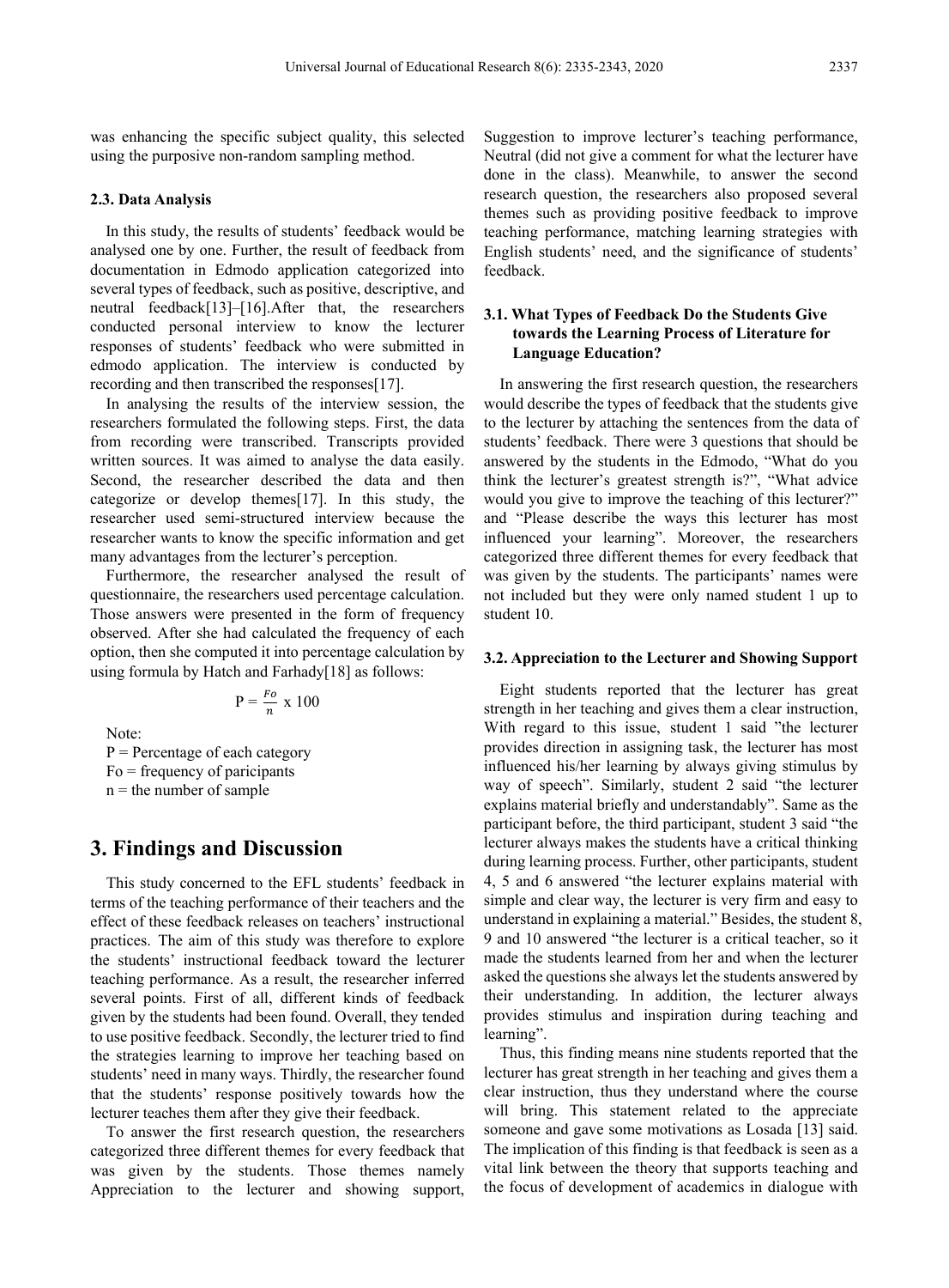was enhancing the specific subject quality, this selected using the purposive non-random sampling method.

### 2.3. Data Analysis

In this study, the results of students' feedback would be analysed one by one. Further, the result of feedback from documentation in Edmodo application categorized into several types of feedback, such as positive, descriptive, and neutral feedback[13]–[16].After that, the researchers conducted personal interview to know the lecturer responses of students' feedback who were submitted in edmodo application. The interview is conducted by recording and then transcribed the responses[17].

In analysing the results of the interview session, the researchers formulated the following steps. First, the data from recording were transcribed. Transcripts provided written sources. It was aimed to analyse the data easily. Second, the researcher described the data and then categorize or develop themes[17]. In this study, the researcher used semi-structured interview because the researcher wants to know the specific information and get many advantages from the lecturer's perception.

Furthermore, the researcher analysed the result of questionnaire, the researchers used percentage calculation. Those answers were presented in the form of frequency observed. After she had calculated the frequency of each option, then she computed it into percentage calculation by using formula by Hatch and Farhady[18] as follows:

$$P = \frac{Fo}{n} \text{ x } 100$$

Note:
P = Percentage of each category
Fo = frequency of paricipants
n = the number of sample

# 3. Findings and Discussion

This study concerned to the EFL students' feedback in terms of the teaching performance of their teachers and the effect of these feedback releases on teachers' instructional practices. The aim of this study was therefore to explore the students' instructional feedback toward the lecturer teaching performance. As a result, the researcher inferred several points. First of all, different kinds of feedback given by the students had been found. Overall, they tended to use positive feedback. Secondly, the lecturer tried to find the strategies learning to improve her teaching based on students' need in many ways. Thirdly, the researcher found that the students' response positively towards how the lecturer teaches them after they give their feedback.

To answer the first research question, the researchers categorized three different themes for every feedback that was given by the students. Those themes namely Appreciation to the lecturer and showing support, Suggestion to improve lecturer's teaching performance, Neutral (did not give a comment for what the lecturer have done in the class). Meanwhile, to answer the second research question, the researchers also proposed several themes such as providing positive feedback to improve teaching performance, matching learning strategies with English students' need, and the significance of students' feedback.

### 3.1. What Types of Feedback Do the Students Give towards the Learning Process of Literature for Language Education?

In answering the first research question, the researchers would describe the types of feedback that the students give to the lecturer by attaching the sentences from the data of students' feedback. There were 3 questions that should be answered by the students in the Edmodo, "What do you think the lecturer's greatest strength is?", "What advice would you give to improve the teaching of this lecturer?" and "Please describe the ways this lecturer has most influenced your learning". Moreover, the researchers categorized three different themes for every feedback that was given by the students. The participants' names were not included but they were only named student 1 up to student 10.

### 3.2. Appreciation to the Lecturer and Showing Support

Eight students reported that the lecturer has great strength in her teaching and gives them a clear instruction, With regard to this issue, student 1 said "the lecturer provides direction in assigning task, the lecturer has most influenced his/her learning by always giving stimulus by way of speech". Similarly, student 2 said "the lecturer explains material briefly and understandably". Same as the participant before, the third participant, student 3 said "the lecturer always makes the students have a critical thinking during learning process. Further, other participants, student 4, 5 and 6 answered "the lecturer explains material with simple and clear way, the lecturer is very firm and easy to understand in explaining a material." Besides, the student 8, 9 and 10 answered "the lecturer is a critical teacher, so it made the students learned from her and when the lecturer asked the questions she always let the students answered by their understanding. In addition, the lecturer always provides stimulus and inspiration during teaching and learning".

Thus, this finding means nine students reported that the lecturer has great strength in her teaching and gives them a clear instruction, thus they understand where the course will bring. This statement related to the appreciate someone and gave some motivations as Losada [13] said. The implication of this finding is that feedback is seen as a vital link between the theory that supports teaching and the focus of development of academics in dialogue with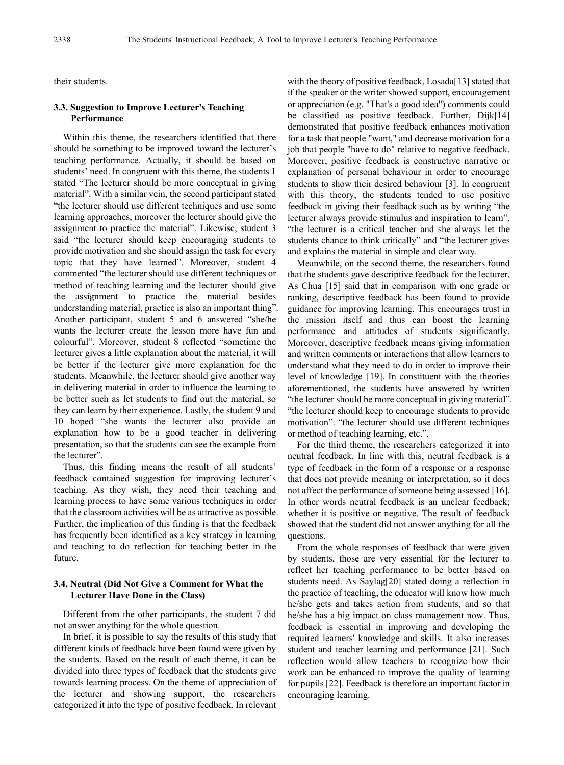their students.

### 3.3. Suggestion to Improve Lecturer's Teaching Performance

Within this theme, the researchers identified that there should be something to be improved toward the lecturer's teaching performance. Actually, it should be based on students' need. In congruent with this theme, the students 1 stated "The lecturer should be more conceptual in giving material". With a similar vein, the second participant stated "the lecturer should use different techniques and use some learning approaches, moreover the lecturer should give the assignment to practice the material". Likewise, student 3 said "the lecturer should keep encouraging students to provide motivation and she should assign the task for every topic that they have learned". Moreover, student 4 commented "the lecturer should use different techniques or method of teaching learning and the lecturer should give the assignment to practice the material besides understanding material, practice is also an important thing". Another participant, student 5 and 6 answered "she/he wants the lecturer create the lesson more have fun and colourful". Moreover, student 8 reflected "sometime the lecturer gives a little explanation about the material, it will be better if the lecturer give more explanation for the students. Meanwhile, the lecturer should give another way in delivering material in order to influence the learning to be better such as let students to find out the material, so they can learn by their experience. Lastly, the student 9 and 10 hoped "she wants the lecturer also provide an explanation how to be a good teacher in delivering presentation, so that the students can see the example from the lecturer".

Thus, this finding means the result of all students' feedback contained suggestion for improving lecturer's teaching. As they wish, they need their teaching and learning process to have some various techniques in order that the classroom activities will be as attractive as possible. Further, the implication of this finding is that the feedback has frequently been identified as a key strategy in learning and teaching to do reflection for teaching better in the future.

### 3.4. Neutral (Did Not Give a Comment for What the Lecturer Have Done in the Class)

Different from the other participants, the student 7 did not answer anything for the whole question.

In brief, it is possible to say the results of this study that different kinds of feedback have been found were given by the students. Based on the result of each theme, it can be divided into three types of feedback that the students give towards learning process. On the theme of appreciation of the lecturer and showing support, the researchers categorized it into the type of positive feedback. In relevant with the theory of positive feedback, Losada[13] stated that if the speaker or the writer showed support, encouragement or appreciation (e.g. "That's a good idea") comments could be classified as positive feedback. Further, Dijk[14] demonstrated that positive feedback enhances motivation for a task that people "want," and decrease motivation for a job that people "have to do" relative to negative feedback. Moreover, positive feedback is constructive narrative or explanation of personal behaviour in order to encourage students to show their desired behaviour [3]. In congruent with this theory, the students tended to use positive feedback in giving their feedback such as by writing "the lecturer always provide stimulus and inspiration to learn", "the lecturer is a critical teacher and she always let the students chance to think critically" and "the lecturer gives and explains the material in simple and clear way.

Meanwhile, on the second theme, the researchers found that the students gave descriptive feedback for the lecturer. As Chua [15] said that in comparison with one grade or ranking, descriptive feedback has been found to provide guidance for improving learning. This encourages trust in the mission itself and thus can boost the learning performance and attitudes of students significantly. Moreover, descriptive feedback means giving information and written comments or interactions that allow learners to understand what they need to do in order to improve their level of knowledge [19]. In constituent with the theories aforementioned, the students have answered by written "the lecturer should be more conceptual in giving material". "the lecturer should keep to encourage students to provide motivation". "the lecturer should use different techniques or method of teaching learning, etc.".

For the third theme, the researchers categorized it into neutral feedback. In line with this, neutral feedback is a type of feedback in the form of a response or a response that does not provide meaning or interpretation, so it does not affect the performance of someone being assessed [16]. In other words neutral feedback is an unclear feedback; whether it is positive or negative. The result of feedback showed that the student did not answer anything for all the questions.

From the whole responses of feedback that were given by students, those are very essential for the lecturer to reflect her teaching performance to be better based on students need. As Saylag[20] stated doing a reflection in the practice of teaching, the educator will know how much he/she gets and takes action from students, and so that he/she has a big impact on class management now. Thus, feedback is essential in improving and developing the required learners' knowledge and skills. It also increases student and teacher learning and performance [21]. Such reflection would allow teachers to recognize how their work can be enhanced to improve the quality of learning for pupils [22]. Feedback is therefore an important factor in encouraging learning.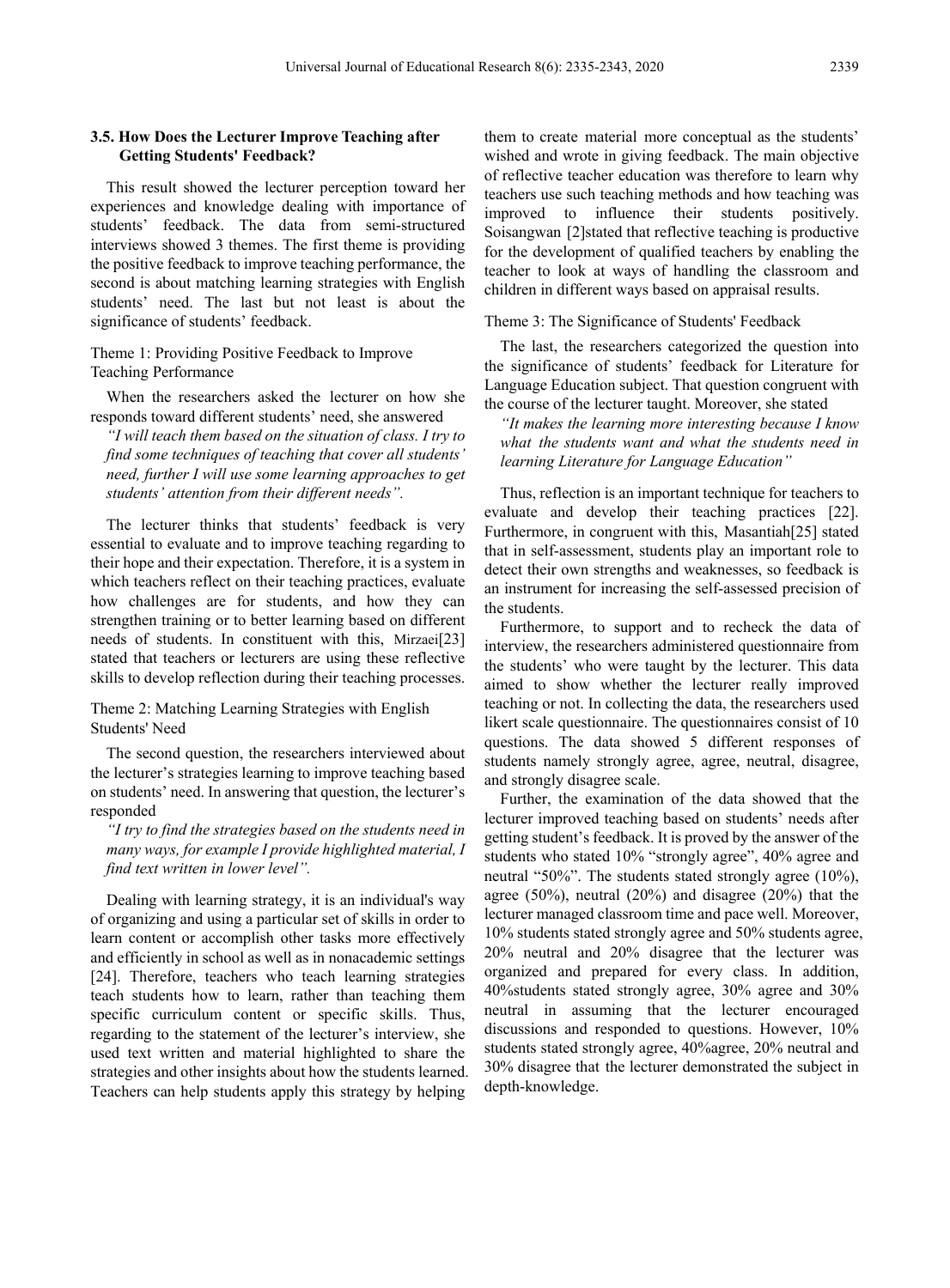### 3.5. How Does the Lecturer Improve Teaching after Getting Students' Feedback?

This result showed the lecturer perception toward her experiences and knowledge dealing with importance of students' feedback. The data from semi-structured interviews showed 3 themes. The first theme is providing the positive feedback to improve teaching performance, the second is about matching learning strategies with English students' need. The last but not least is about the significance of students' feedback.

Theme 1: Providing Positive Feedback to Improve Teaching Performance

When the researchers asked the lecturer on how she responds toward different students' need, she answered

*"I will teach them based on the situation of class. I try to find some techniques of teaching that cover all students' need, further I will use some learning approaches to get students' attention from their different needs".*

The lecturer thinks that students' feedback is very essential to evaluate and to improve teaching regarding to their hope and their expectation. Therefore, it is a system in which teachers reflect on their teaching practices, evaluate how challenges are for students, and how they can strengthen training or to better learning based on different needs of students. In constituent with this, Mirzaei[23] stated that teachers or lecturers are using these reflective skills to develop reflection during their teaching processes.

Theme 2: Matching Learning Strategies with English Students' Need

The second question, the researchers interviewed about the lecturer's strategies learning to improve teaching based on students' need. In answering that question, the lecturer's responded

*"I try to find the strategies based on the students need in many ways, for example I provide highlighted material, I find text written in lower level".*

Dealing with learning strategy, it is an individual's way of organizing and using a particular set of skills in order to learn content or accomplish other tasks more effectively and efficiently in school as well as in nonacademic settings [24]. Therefore, teachers who teach learning strategies teach students how to learn, rather than teaching them specific curriculum content or specific skills. Thus, regarding to the statement of the lecturer's interview, she used text written and material highlighted to share the strategies and other insights about how the students learned. Teachers can help students apply this strategy by helping them to create material more conceptual as the students' wished and wrote in giving feedback. The main objective of reflective teacher education was therefore to learn why teachers use such teaching methods and how teaching was improved to influence their students positively. Soisangwan [2]stated that reflective teaching is productive for the development of qualified teachers by enabling the teacher to look at ways of handling the classroom and children in different ways based on appraisal results.

Theme 3: The Significance of Students' Feedback

The last, the researchers categorized the question into the significance of students' feedback for Literature for Language Education subject. That question congruent with the course of the lecturer taught. Moreover, she stated

*"It makes the learning more interesting because I know what the students want and what the students need in learning Literature for Language Education"*

Thus, reflection is an important technique for teachers to evaluate and develop their teaching practices [22]. Furthermore, in congruent with this, Masantiah[25] stated that in self-assessment, students play an important role to detect their own strengths and weaknesses, so feedback is an instrument for increasing the self-assessed precision of the students.

Furthermore, to support and to recheck the data of interview, the researchers administered questionnaire from the students' who were taught by the lecturer. This data aimed to show whether the lecturer really improved teaching or not. In collecting the data, the researchers used likert scale questionnaire. The questionnaires consist of 10 questions. The data showed 5 different responses of students namely strongly agree, agree, neutral, disagree, and strongly disagree scale.

Further, the examination of the data showed that the lecturer improved teaching based on students' needs after getting student's feedback. It is proved by the answer of the students who stated 10% "strongly agree", 40% agree and neutral "50%". The students stated strongly agree (10%), agree (50%), neutral (20%) and disagree (20%) that the lecturer managed classroom time and pace well. Moreover, 10% students stated strongly agree and 50% students agree, 20% neutral and 20% disagree that the lecturer was organized and prepared for every class. In addition, 40%students stated strongly agree, 30% agree and 30% neutral in assuming that the lecturer encouraged discussions and responded to questions. However, 10% students stated strongly agree, 40%agree, 20% neutral and 30% disagree that the lecturer demonstrated the subject in depth-knowledge.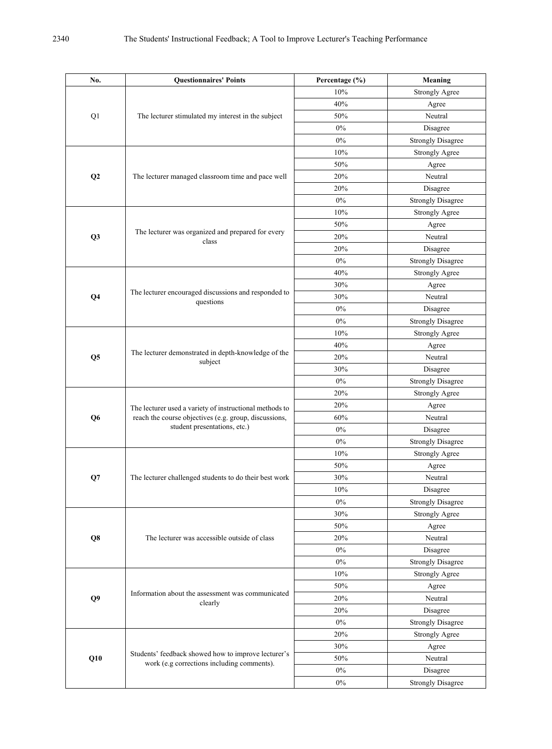| No. | Questionnaires' Points | Percentage (%) | Meaning |
|---|---|---|---|
| Q1 | The lecturer stimulated my interest in the subject | 10% | Strongly Agree |
| | | 40% | Agree |
| | | 50% | Neutral |
| | | 0% | Disagree |
| | | 0% | Strongly Disagree |
| **Q2** | The lecturer managed classroom time and pace well | 10% | Strongly Agree |
| | | 50% | Agree |
| | | 20% | Neutral |
| | | 20% | Disagree |
| | | 0% | Strongly Disagree |
| **Q3** | The lecturer was organized and prepared for every class | 10% | Strongly Agree |
| | | 50% | Agree |
| | | 20% | Neutral |
| | | 20% | Disagree |
| | | 0% | Strongly Disagree |
| **Q4** | The lecturer encouraged discussions and responded to questions | 40% | Strongly Agree |
| | | 30% | Agree |
| | | 30% | Neutral |
| | | 0% | Disagree |
| | | 0% | Strongly Disagree |
| **Q5** | The lecturer demonstrated in depth-knowledge of the subject | 10% | Strongly Agree |
| | | 40% | Agree |
| | | 20% | Neutral |
| | | 30% | Disagree |
| | | 0% | Strongly Disagree |
| **Q6** | The lecturer used a variety of instructional methods to reach the course objectives (e.g. group, discussions, student presentations, etc.) | 20% | Strongly Agree |
| | | 20% | Agree |
| | | 60% | Neutral |
| | | 0% | Disagree |
| | | 0% | Strongly Disagree |
| **Q7** | The lecturer challenged students to do their best work | 10% | Strongly Agree |
| | | 50% | Agree |
| | | 30% | Neutral |
| | | 10% | Disagree |
| | | 0% | Strongly Disagree |
| **Q8** | The lecturer was accessible outside of class | 30% | Strongly Agree |
| | | 50% | Agree |
| | | 20% | Neutral |
| | | 0% | Disagree |
| | | 0% | Strongly Disagree |
| **Q9** | Information about the assessment was communicated clearly | 10% | Strongly Agree |
| | | 50% | Agree |
| | | 20% | Neutral |
| | | 20% | Disagree |
| | | 0% | Strongly Disagree |
| **Q10** | Students' feedback showed how to improve lecturer's work (e.g corrections including comments). | 20% | Strongly Agree |
| | | 30% | Agree |
| | | 50% | Neutral |
| | | 0% | Disagree |
| | | 0% | Strongly Disagree |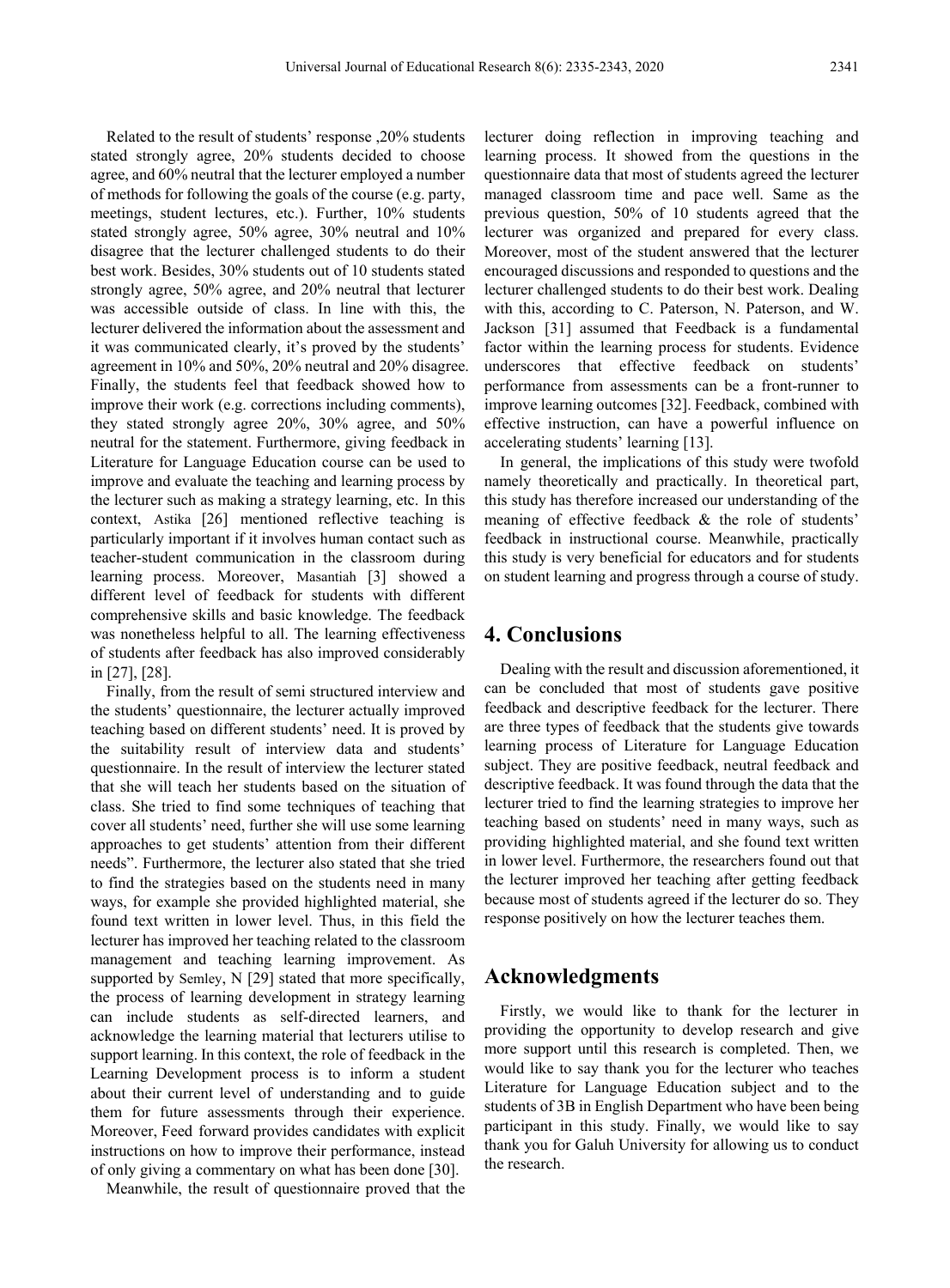Related to the result of students' response ,20% students stated strongly agree, 20% students decided to choose agree, and 60% neutral that the lecturer employed a number of methods for following the goals of the course (e.g. party, meetings, student lectures, etc.). Further, 10% students stated strongly agree, 50% agree, 30% neutral and 10% disagree that the lecturer challenged students to do their best work. Besides, 30% students out of 10 students stated strongly agree, 50% agree, and 20% neutral that lecturer was accessible outside of class. In line with this, the lecturer delivered the information about the assessment and it was communicated clearly, it's proved by the students' agreement in 10% and 50%, 20% neutral and 20% disagree. Finally, the students feel that feedback showed how to improve their work (e.g. corrections including comments), they stated strongly agree 20%, 30% agree, and 50% neutral for the statement. Furthermore, giving feedback in Literature for Language Education course can be used to improve and evaluate the teaching and learning process by the lecturer such as making a strategy learning, etc. In this context, Astika [26] mentioned reflective teaching is particularly important if it involves human contact such as teacher-student communication in the classroom during learning process. Moreover, Masantiah [3] showed a different level of feedback for students with different comprehensive skills and basic knowledge. The feedback was nonetheless helpful to all. The learning effectiveness of students after feedback has also improved considerably in [27], [28].

Finally, from the result of semi structured interview and the students' questionnaire, the lecturer actually improved teaching based on different students' need. It is proved by the suitability result of interview data and students' questionnaire. In the result of interview the lecturer stated that she will teach her students based on the situation of class. She tried to find some techniques of teaching that cover all students' need, further she will use some learning approaches to get students' attention from their different needs". Furthermore, the lecturer also stated that she tried to find the strategies based on the students need in many ways, for example she provided highlighted material, she found text written in lower level. Thus, in this field the lecturer has improved her teaching related to the classroom management and teaching learning improvement. As supported by Semley, N [29] stated that more specifically, the process of learning development in strategy learning can include students as self-directed learners, and acknowledge the learning material that lecturers utilise to support learning. In this context, the role of feedback in the Learning Development process is to inform a student about their current level of understanding and to guide them for future assessments through their experience. Moreover, Feed forward provides candidates with explicit instructions on how to improve their performance, instead of only giving a commentary on what has been done [30].

Meanwhile, the result of questionnaire proved that the lecturer doing reflection in improving teaching and learning process. It showed from the questions in the questionnaire data that most of students agreed the lecturer managed classroom time and pace well. Same as the previous question, 50% of 10 students agreed that the lecturer was organized and prepared for every class. Moreover, most of the student answered that the lecturer encouraged discussions and responded to questions and the lecturer challenged students to do their best work. Dealing with this, according to C. Paterson, N. Paterson, and W. Jackson [31] assumed that Feedback is a fundamental factor within the learning process for students. Evidence underscores that effective feedback on students' performance from assessments can be a front-runner to improve learning outcomes [32]. Feedback, combined with effective instruction, can have a powerful influence on accelerating students' learning [13].

In general, the implications of this study were twofold namely theoretically and practically. In theoretical part, this study has therefore increased our understanding of the meaning of effective feedback & the role of students' feedback in instructional course. Meanwhile, practically this study is very beneficial for educators and for students on student learning and progress through a course of study.

# 4. Conclusions

Dealing with the result and discussion aforementioned, it can be concluded that most of students gave positive feedback and descriptive feedback for the lecturer. There are three types of feedback that the students give towards learning process of Literature for Language Education subject. They are positive feedback, neutral feedback and descriptive feedback. It was found through the data that the lecturer tried to find the learning strategies to improve her teaching based on students' need in many ways, such as providing highlighted material, and she found text written in lower level. Furthermore, the researchers found out that the lecturer improved her teaching after getting feedback because most of students agreed if the lecturer do so. They response positively on how the lecturer teaches them.

# Acknowledgments

Firstly, we would like to thank for the lecturer in providing the opportunity to develop research and give more support until this research is completed. Then, we would like to say thank you for the lecturer who teaches Literature for Language Education subject and to the students of 3B in English Department who have been being participant in this study. Finally, we would like to say thank you for Galuh University for allowing us to conduct the research.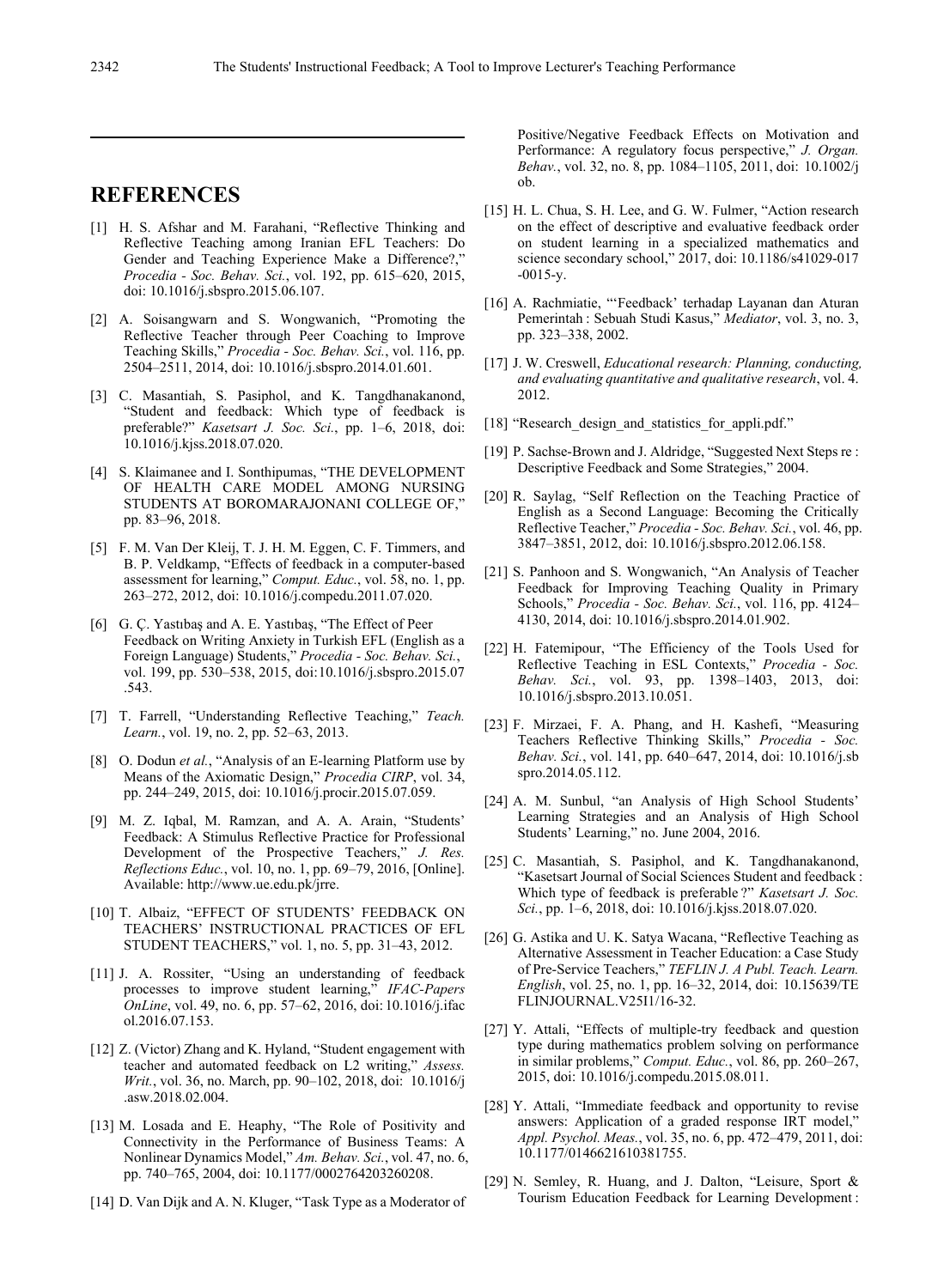## REFERENCES

[1] H. S. Afshar and M. Farahani, "Reflective Thinking and Reflective Teaching among Iranian EFL Teachers: Do Gender and Teaching Experience Make a Difference?," *Procedia - Soc. Behav. Sci.*, vol. 192, pp. 615–620, 2015, doi: 10.1016/j.sbspro.2015.06.107.

[2] A. Soisangwarn and S. Wongwanich, "Promoting the Reflective Teacher through Peer Coaching to Improve Teaching Skills," *Procedia - Soc. Behav. Sci.*, vol. 116, pp. 2504–2511, 2014, doi: 10.1016/j.sbspro.2014.01.601.

[3] C. Masantiah, S. Pasiphol, and K. Tangdhanakanond, "Student and feedback: Which type of feedback is preferable?" *Kasetsart J. Soc. Sci.*, pp. 1–6, 2018, doi: 10.1016/j.kjss.2018.07.020.

[4] S. Klaimanee and I. Sonthipumas, "THE DEVELOPMENT OF HEALTH CARE MODEL AMONG NURSING STUDENTS AT BOROMARAJONANI COLLEGE OF," pp. 83–96, 2018.

[5] F. M. Van Der Kleij, T. J. H. M. Eggen, C. F. Timmers, and B. P. Veldkamp, "Effects of feedback in a computer-based assessment for learning," *Comput. Educ.*, vol. 58, no. 1, pp. 263–272, 2012, doi: 10.1016/j.compedu.2011.07.020.

[6] G. Ç. Yastıbaş and A. E. Yastıbaş, "The Effect of Peer Feedback on Writing Anxiety in Turkish EFL (English as a Foreign Language) Students," *Procedia - Soc. Behav. Sci.*, vol. 199, pp. 530–538, 2015, doi:10.1016/j.sbspro.2015.07.543.

[7] T. Farrell, "Understanding Reflective Teaching," *Teach. Learn.*, vol. 19, no. 2, pp. 52–63, 2013.

[8] O. Dodun *et al.*, "Analysis of an E-learning Platform use by Means of the Axiomatic Design," *Procedia CIRP*, vol. 34, pp. 244–249, 2015, doi: 10.1016/j.procir.2015.07.059.

[9] M. Z. Iqbal, M. Ramzan, and A. A. Arain, "Students' Feedback: A Stimulus Reflective Practice for Professional Development of the Prospective Teachers," *J. Res. Reflections Educ.*, vol. 10, no. 1, pp. 69–79, 2016, [Online]. Available: http://www.ue.edu.pk/jrre.

[10] T. Albaiz, "EFFECT OF STUDENTS' FEEDBACK ON TEACHERS' INSTRUCTIONAL PRACTICES OF EFL STUDENT TEACHERS," vol. 1, no. 5, pp. 31–43, 2012.

[11] J. A. Rossiter, "Using an understanding of feedback processes to improve student learning," *IFAC-Papers OnLine*, vol. 49, no. 6, pp. 57–62, 2016, doi: 10.1016/j.ifacol.2016.07.153.

[12] Z. (Victor) Zhang and K. Hyland, "Student engagement with teacher and automated feedback on L2 writing," *Assess. Writ.*, vol. 36, no. March, pp. 90–102, 2018, doi: 10.1016/j.asw.2018.02.004.

[13] M. Losada and E. Heaphy, "The Role of Positivity and Connectivity in the Performance of Business Teams: A Nonlinear Dynamics Model," *Am. Behav. Sci.*, vol. 47, no. 6, pp. 740–765, 2004, doi: 10.1177/0002764203260208.

[14] D. Van Dijk and A. N. Kluger, "Task Type as a Moderator of Positive/Negative Feedback Effects on Motivation and Performance: A regulatory focus perspective," *J. Organ. Behav.*, vol. 32, no. 8, pp. 1084–1105, 2011, doi: 10.1002/job.

[15] H. L. Chua, S. H. Lee, and G. W. Fulmer, "Action research on the effect of descriptive and evaluative feedback order on student learning in a specialized mathematics and science secondary school," 2017, doi: 10.1186/s41029-017-0015-y.

[16] A. Rachmiatie, "'Feedback' terhadap Layanan dan Aturan Pemerintah : Sebuah Studi Kasus," *Mediator*, vol. 3, no. 3, pp. 323–338, 2002.

[17] J. W. Creswell, *Educational research: Planning, conducting, and evaluating quantitative and qualitative research*, vol. 4. 2012.

[18] "Research_design_and_statistics_for_appli.pdf."

[19] P. Sachse-Brown and J. Aldridge, "Suggested Next Steps re : Descriptive Feedback and Some Strategies," 2004.

[20] R. Saylag, "Self Reflection on the Teaching Practice of English as a Second Language: Becoming the Critically Reflective Teacher," *Procedia - Soc. Behav. Sci.*, vol. 46, pp. 3847–3851, 2012, doi: 10.1016/j.sbspro.2012.06.158.

[21] S. Panhoon and S. Wongwanich, "An Analysis of Teacher Feedback for Improving Teaching Quality in Primary Schools," *Procedia - Soc. Behav. Sci.*, vol. 116, pp. 4124–4130, 2014, doi: 10.1016/j.sbspro.2014.01.902.

[22] H. Fatemipour, "The Efficiency of the Tools Used for Reflective Teaching in ESL Contexts," *Procedia - Soc. Behav. Sci.*, vol. 93, pp. 1398–1403, 2013, doi: 10.1016/j.sbspro.2013.10.051.

[23] F. Mirzaei, F. A. Phang, and H. Kashefi, "Measuring Teachers Reflective Thinking Skills," *Procedia - Soc. Behav. Sci.*, vol. 141, pp. 640–647, 2014, doi: 10.1016/j.sbspro.2014.05.112.

[24] A. M. Sunbul, "an Analysis of High School Students' Learning Strategies and an Analysis of High School Students' Learning," no. June 2004, 2016.

[25] C. Masantiah, S. Pasiphol, and K. Tangdhanakanond, "Kasetsart Journal of Social Sciences Student and feedback : Which type of feedback is preferable ?" *Kasetsart J. Soc. Sci.*, pp. 1–6, 2018, doi: 10.1016/j.kjss.2018.07.020.

[26] G. Astika and U. K. Satya Wacana, "Reflective Teaching as Alternative Assessment in Teacher Education: a Case Study of Pre-Service Teachers," *TEFLIN J. A Publ. Teach. Learn. English*, vol. 25, no. 1, pp. 16–32, 2014, doi: 10.15639/TEFLINJOURNAL.V25I1/16-32.

[27] Y. Attali, "Effects of multiple-try feedback and question type during mathematics problem solving on performance in similar problems," *Comput. Educ.*, vol. 86, pp. 260–267, 2015, doi: 10.1016/j.compedu.2015.08.011.

[28] Y. Attali, "Immediate feedback and opportunity to revise answers: Application of a graded response IRT model," *Appl. Psychol. Meas.*, vol. 35, no. 6, pp. 472–479, 2011, doi: 10.1177/0146621610381755.

[29] N. Semley, R. Huang, and J. Dalton, "Leisure, Sport & Tourism Education Feedback for Learning Development :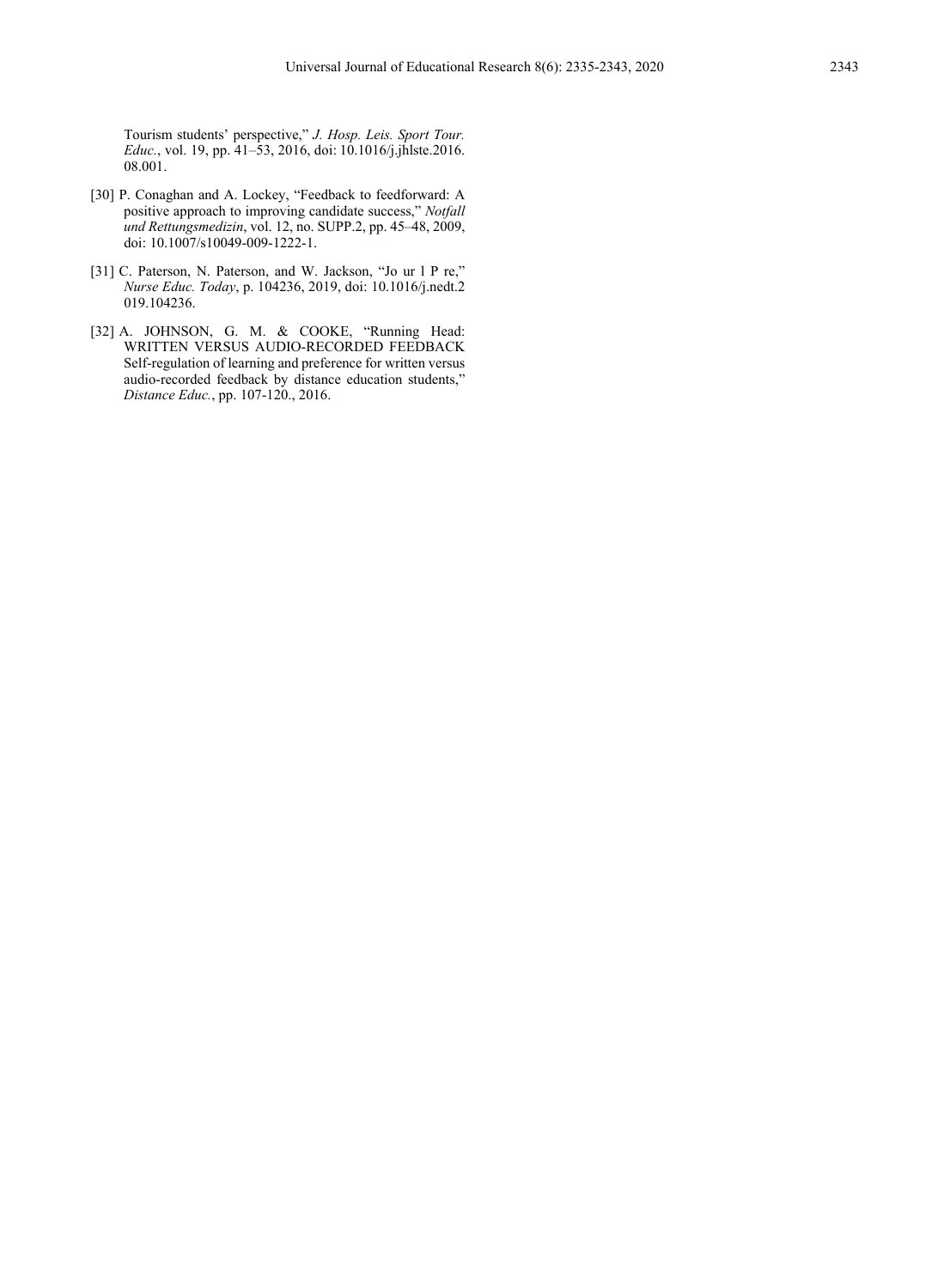Tourism students' perspective," *J. Hosp. Leis. Sport Tour. Educ.*, vol. 19, pp. 41–53, 2016, doi: 10.1016/j.jhlste.2016.08.001.

[30] P. Conaghan and A. Lockey, "Feedback to feedforward: A positive approach to improving candidate success," *Notfall und Rettungsmedizin*, vol. 12, no. SUPP.2, pp. 45–48, 2009, doi: 10.1007/s10049-009-1222-1.

[31] C. Paterson, N. Paterson, and W. Jackson, "Jo ur l P re," *Nurse Educ. Today*, p. 104236, 2019, doi: 10.1016/j.nedt.2019.104236.

[32] A. JOHNSON, G. M. & COOKE, "Running Head: WRITTEN VERSUS AUDIO-RECORDED FEEDBACK Self-regulation of learning and preference for written versus audio-recorded feedback by distance education students," *Distance Educ.*, pp. 107-120., 2016.